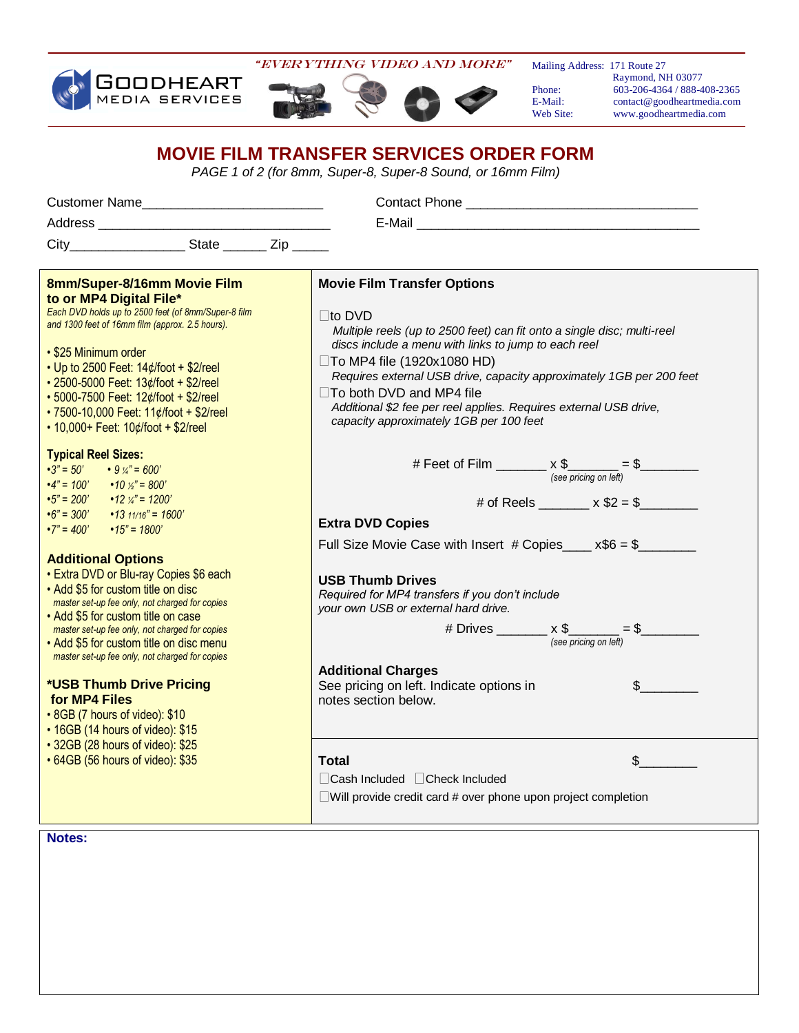GOODHEART MEDIA SERVICES

*"EVERYTHING VIDEO AND MORE"*

Mailing Address: 171 Route 27
Raymond, NH 03077
Phone: 603-206-4364 / 888-408-2365
E-Mail: contact@goodheartmedia.com
Web Site: www.goodheartmedia.com

# MOVIE FILM TRANSFER SERVICES ORDER FORM

*PAGE 1 of 2 (for 8mm, Super-8, Super-8 Sound, or 16mm Film)*

Customer Name________________________ Contact Phone ______________________________

Address ______________________________ E-Mail _____________________________________

City_______________ State ______ Zip _____

## 8mm/Super-8/16mm Movie Film to or MP4 Digital File*

*Each DVD holds up to 2500 feet (of 8mm/Super-8 film and 1300 feet of 16mm film (approx. 2.5 hours).*

- $25 Minimum order
- Up to 2500 Feet: 14¢/foot + $2/reel
- 2500-5000 Feet: 13¢/foot + $2/reel
- 5000-7500 Feet: 12¢/foot + $2/reel
- 7500-10,000 Feet: 11¢/foot + $2/reel
- 10,000+ Feet: 10¢/foot + $2/reel

### Typical Reel Sizes:

- *3" = 50'*
- *4" = 100'*
- *5" = 200'*
- *6" = 300'*
- *7" = 400'*
- *9 ¼" = 600'*
- *10 ½" = 800'*
- *12 ¼" = 1200'*
- *13 11/16" = 1600'*
- *15" = 1800'*

### Additional Options

- Extra DVD or Blu-ray Copies $6 each
- Add $5 for custom title on disc
  *master set-up fee only, not charged for copies*
- Add $5 for custom title on case
  *master set-up fee only, not charged for copies*
- Add $5 for custom title on disc menu
  *master set-up fee only, not charged for copies*

### *USB Thumb Drive Pricing for MP4 Files

- 8GB (7 hours of video): $10
- 16GB (14 hours of video): $15
- 32GB (28 hours of video): $25
- 64GB (56 hours of video): $35

## Movie Film Transfer Options

☐ to DVD
*Multiple reels (up to 2500 feet) can fit onto a single disc; multi-reel discs include a menu with links to jump to each reel*

☐ To MP4 file (1920x1080 HD)
*Requires external USB drive, capacity approximately 1GB per 200 feet*

☐ To both DVD and MP4 file
*Additional $2 fee per reel applies. Requires external USB drive, capacity approximately 1GB per 100 feet*

# Feet of Film _______ x $_______ = $________
*(see pricing on left)*

# of Reels _______ x $2 = $________

### Extra DVD Copies

Full Size Movie Case with Insert # Copies____ x$6 = $________

### USB Thumb Drives

*Required for MP4 transfers if you don't include your own USB or external hard drive.*

# Drives _______ x $_______ = $________
*(see pricing on left)*

### Additional Charges

See pricing on left. Indicate options in notes section below. $________

### Total

$________

☐ Cash Included ☐ Check Included

☐ Will provide credit card # over phone upon project completion

**Notes:**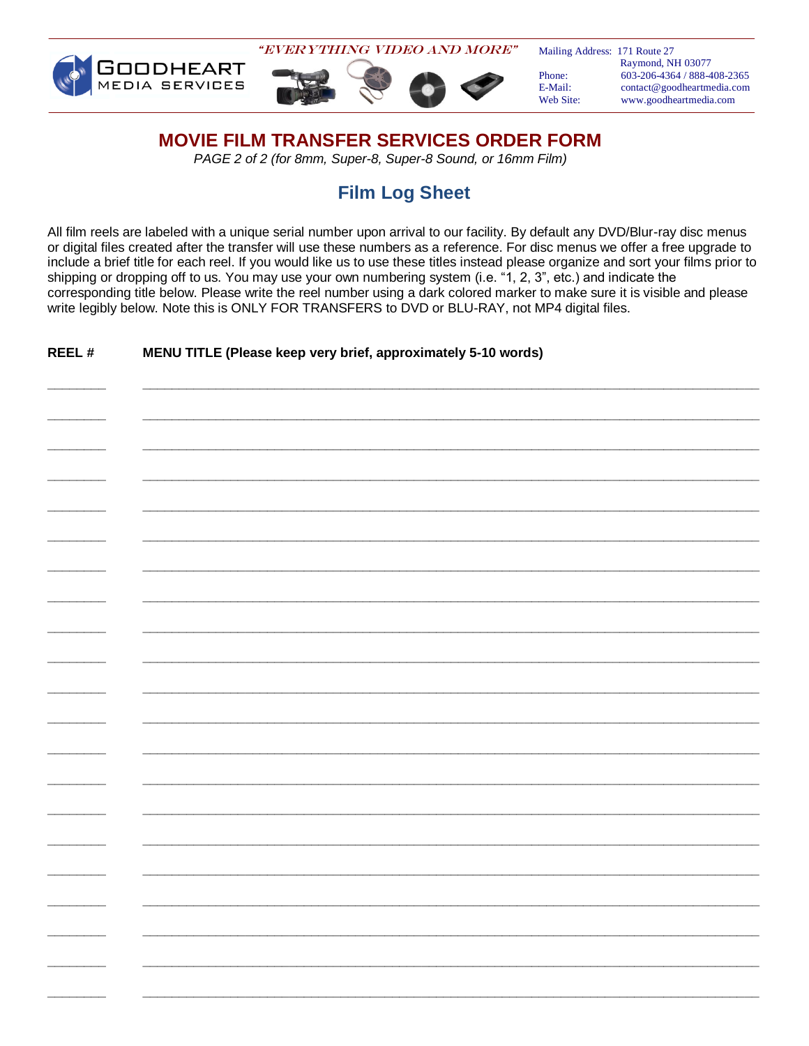GOODHEART MEDIA SERVICES

*"EVERYTHING VIDEO AND MORE"*

Mailing Address: 171 Route 27
Raymond, NH 03077
Phone: 603-206-4364 / 888-408-2365
E-Mail: contact@goodheartmedia.com
Web Site: www.goodheartmedia.com

# MOVIE FILM TRANSFER SERVICES ORDER FORM

*PAGE 2 of 2 (for 8mm, Super-8, Super-8 Sound, or 16mm Film)*

## Film Log Sheet

All film reels are labeled with a unique serial number upon arrival to our facility. By default any DVD/Blur-ray disc menus or digital files created after the transfer will use these numbers as a reference. For disc menus we offer a free upgrade to include a brief title for each reel. If you would like us to use these titles instead please organize and sort your films prior to shipping or dropping off to us. You may use your own numbering system (i.e. "1, 2, 3", etc.) and indicate the corresponding title below. Please write the reel number using a dark colored marker to make sure it is visible and please write legibly below. Note this is ONLY FOR TRANSFERS to DVD or BLU-RAY, not MP4 digital files.

| REEL # | MENU TITLE (Please keep very brief, approximately 5-10 words) |
|---|---|
| | |
| | |
| | |
| | |
| | |
| | |
| | |
| | |
| | |
| | |
| | |
| | |
| | |
| | |
| | |
| | |
| | |
| | |
| | |
| | |
| | |
| | |